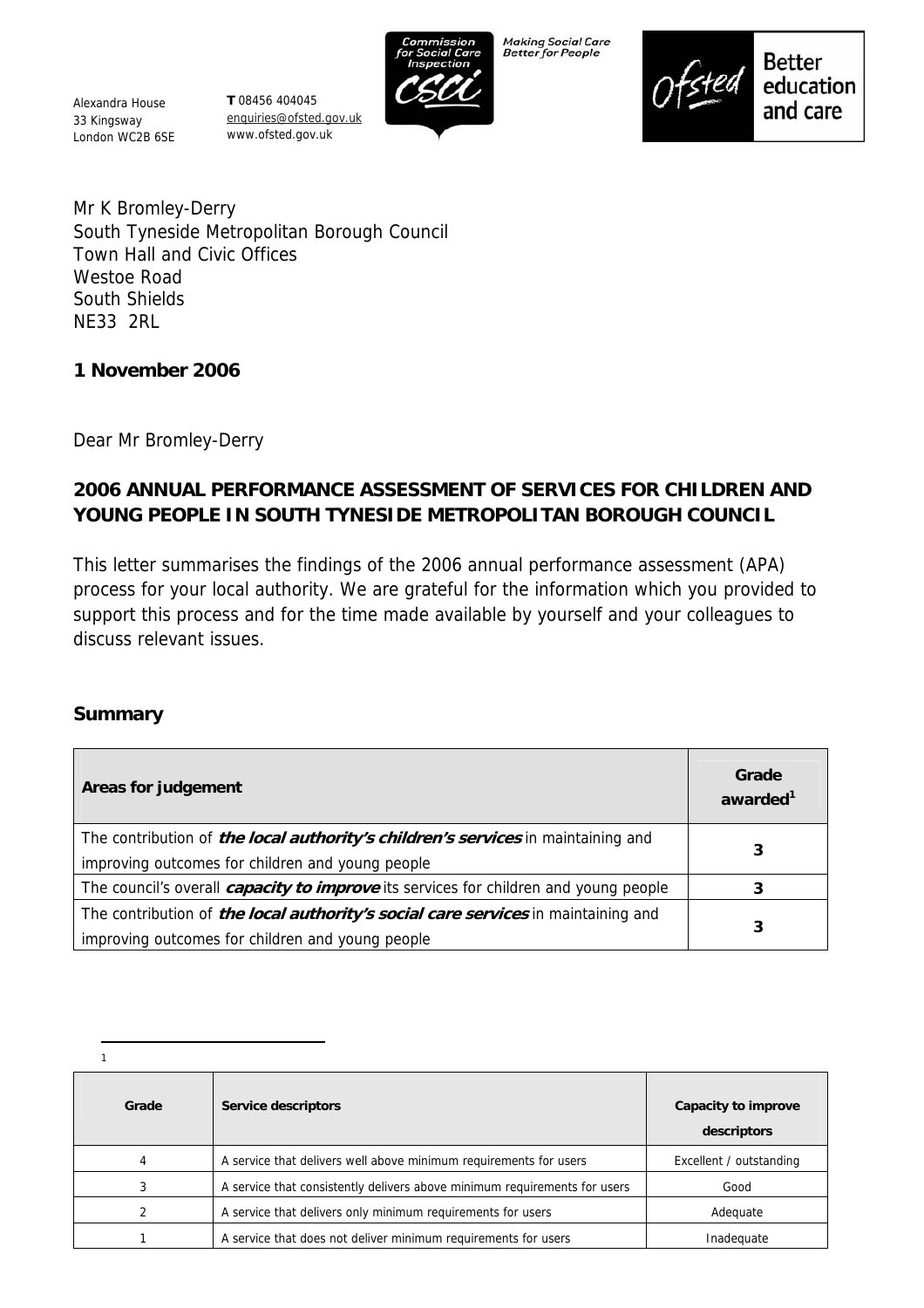Alexandra House
33 Kingsway
London WC2B 6SE

**T** 08456 404045
enquiries@ofsted.gov.uk
www.ofsted.gov.uk

Commission for Social Care Inspection
Making Social Care Better for People

Ofsted Better education and care

Mr K Bromley-Derry
South Tyneside Metropolitan Borough Council
Town Hall and Civic Offices
Westoe Road
South Shields
NE33 2RL

**1 November 2006**

Dear Mr Bromley-Derry

## 2006 ANNUAL PERFORMANCE ASSESSMENT OF SERVICES FOR CHILDREN AND YOUNG PEOPLE IN SOUTH TYNESIDE METROPOLITAN BOROUGH COUNCIL

This letter summarises the findings of the 2006 annual performance assessment (APA) process for your local authority. We are grateful for the information which you provided to support this process and for the time made available by yourself and your colleagues to discuss relevant issues.

### Summary

| Areas for judgement | Grade awarded[1] |
|---|---|
| The contribution of ***the local authority's children's services*** in maintaining and improving outcomes for children and young people | 3 |
| The council's overall ***capacity to improve*** its services for children and young people | 3 |
| The contribution of ***the local authority's social care services*** in maintaining and improving outcomes for children and young people | 3 |

1

| Grade | Service descriptors | Capacity to improve descriptors |
|---|---|---|
| 4 | A service that delivers well above minimum requirements for users | Excellent / outstanding |
| 3 | A service that consistently delivers above minimum requirements for users | Good |
| 2 | A service that delivers only minimum requirements for users | Adequate |
| 1 | A service that does not deliver minimum requirements for users | Inadequate |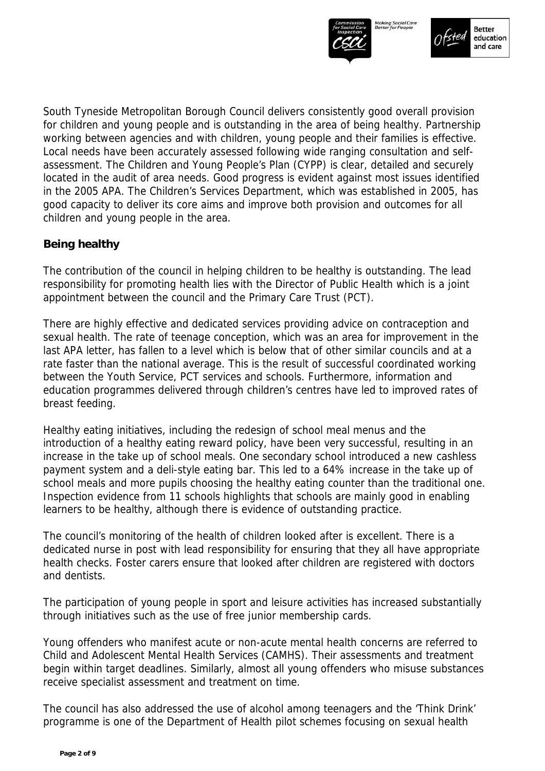South Tyneside Metropolitan Borough Council delivers consistently good overall provision for children and young people and is outstanding in the area of being healthy. Partnership working between agencies and with children, young people and their families is effective. Local needs have been accurately assessed following wide ranging consultation and self-assessment. The Children and Young People's Plan (CYPP) is clear, detailed and securely located in the audit of area needs. Good progress is evident against most issues identified in the 2005 APA. The Children's Services Department, which was established in 2005, has good capacity to deliver its core aims and improve both provision and outcomes for all children and young people in the area.

## Being healthy

The contribution of the council in helping children to be healthy is outstanding. The lead responsibility for promoting health lies with the Director of Public Health which is a joint appointment between the council and the Primary Care Trust (PCT).

There are highly effective and dedicated services providing advice on contraception and sexual health. The rate of teenage conception, which was an area for improvement in the last APA letter, has fallen to a level which is below that of other similar councils and at a rate faster than the national average. This is the result of successful coordinated working between the Youth Service, PCT services and schools. Furthermore, information and education programmes delivered through children's centres have led to improved rates of breast feeding.

Healthy eating initiatives, including the redesign of school meal menus and the introduction of a healthy eating reward policy, have been very successful, resulting in an increase in the take up of school meals. One secondary school introduced a new cashless payment system and a deli-style eating bar. This led to a 64% increase in the take up of school meals and more pupils choosing the healthy eating counter than the traditional one. Inspection evidence from 11 schools highlights that schools are mainly good in enabling learners to be healthy, although there is evidence of outstanding practice.

The council's monitoring of the health of children looked after is excellent. There is a dedicated nurse in post with lead responsibility for ensuring that they all have appropriate health checks. Foster carers ensure that looked after children are registered with doctors and dentists.

The participation of young people in sport and leisure activities has increased substantially through initiatives such as the use of free junior membership cards.

Young offenders who manifest acute or non-acute mental health concerns are referred to Child and Adolescent Mental Health Services (CAMHS). Their assessments and treatment begin within target deadlines. Similarly, almost all young offenders who misuse substances receive specialist assessment and treatment on time.

The council has also addressed the use of alcohol among teenagers and the 'Think Drink' programme is one of the Department of Health pilot schemes focusing on sexual health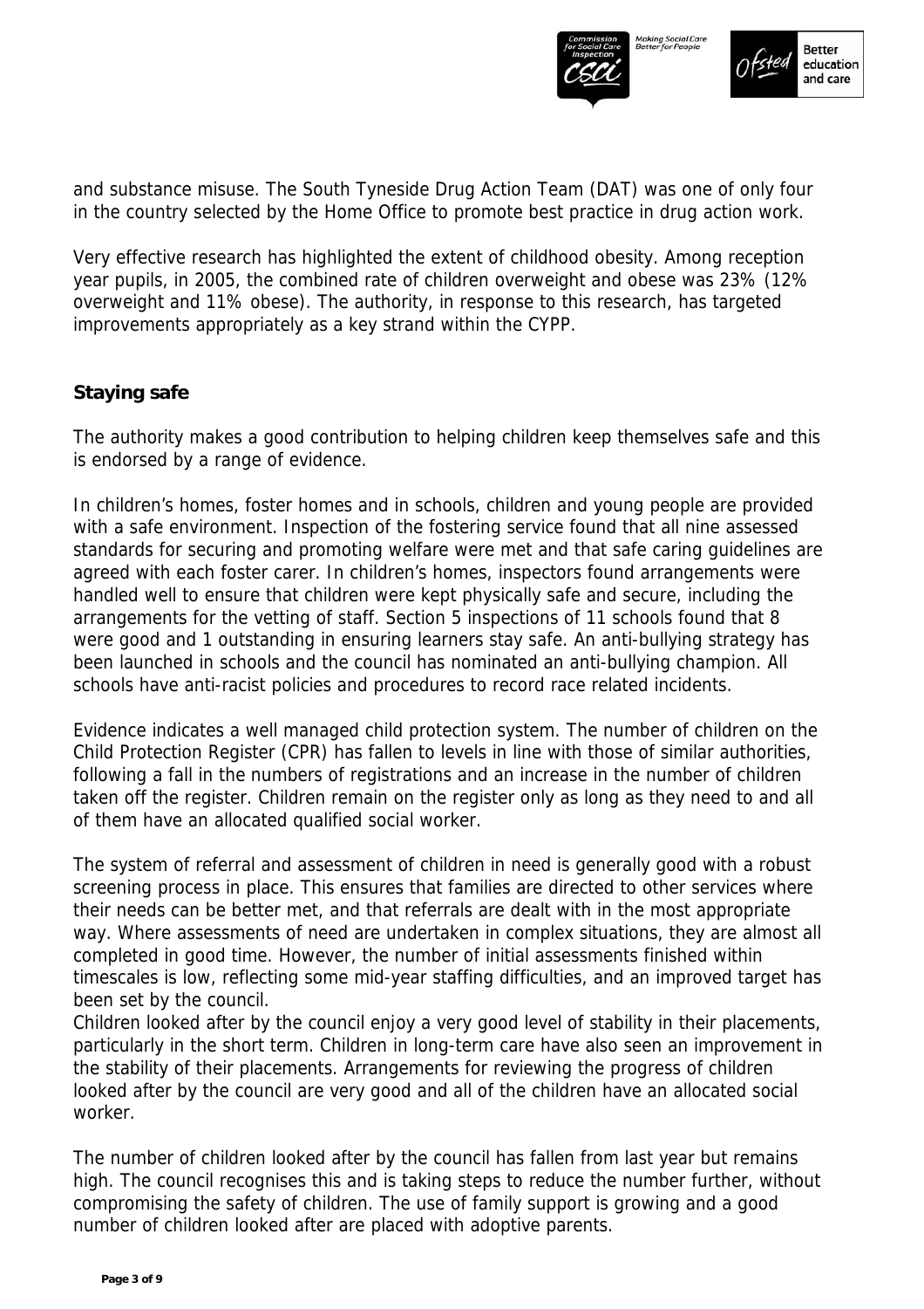and substance misuse. The South Tyneside Drug Action Team (DAT) was one of only four in the country selected by the Home Office to promote best practice in drug action work.

Very effective research has highlighted the extent of childhood obesity. Among reception year pupils, in 2005, the combined rate of children overweight and obese was 23% (12% overweight and 11% obese). The authority, in response to this research, has targeted improvements appropriately as a key strand within the CYPP.

## Staying safe

The authority makes a good contribution to helping children keep themselves safe and this is endorsed by a range of evidence.

In children's homes, foster homes and in schools, children and young people are provided with a safe environment. Inspection of the fostering service found that all nine assessed standards for securing and promoting welfare were met and that safe caring guidelines are agreed with each foster carer. In children's homes, inspectors found arrangements were handled well to ensure that children were kept physically safe and secure, including the arrangements for the vetting of staff. Section 5 inspections of 11 schools found that 8 were good and 1 outstanding in ensuring learners stay safe. An anti-bullying strategy has been launched in schools and the council has nominated an anti-bullying champion. All schools have anti-racist policies and procedures to record race related incidents.

Evidence indicates a well managed child protection system. The number of children on the Child Protection Register (CPR) has fallen to levels in line with those of similar authorities, following a fall in the numbers of registrations and an increase in the number of children taken off the register. Children remain on the register only as long as they need to and all of them have an allocated qualified social worker.

The system of referral and assessment of children in need is generally good with a robust screening process in place. This ensures that families are directed to other services where their needs can be better met, and that referrals are dealt with in the most appropriate way. Where assessments of need are undertaken in complex situations, they are almost all completed in good time. However, the number of initial assessments finished within timescales is low, reflecting some mid-year staffing difficulties, and an improved target has been set by the council.

Children looked after by the council enjoy a very good level of stability in their placements, particularly in the short term. Children in long-term care have also seen an improvement in the stability of their placements. Arrangements for reviewing the progress of children looked after by the council are very good and all of the children have an allocated social worker.

The number of children looked after by the council has fallen from last year but remains high. The council recognises this and is taking steps to reduce the number further, without compromising the safety of children. The use of family support is growing and a good number of children looked after are placed with adoptive parents.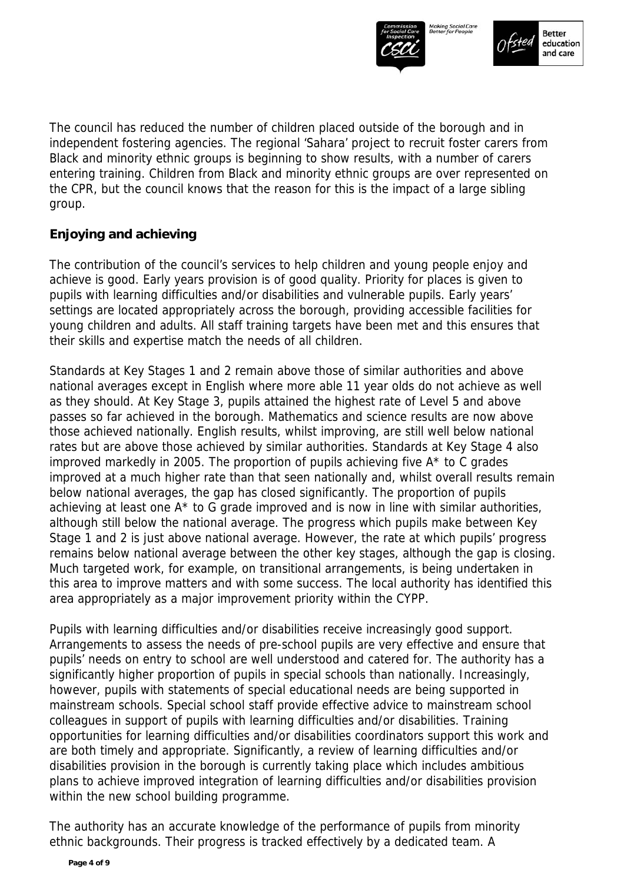The council has reduced the number of children placed outside of the borough and in independent fostering agencies. The regional 'Sahara' project to recruit foster carers from Black and minority ethnic groups is beginning to show results, with a number of carers entering training. Children from Black and minority ethnic groups are over represented on the CPR, but the council knows that the reason for this is the impact of a large sibling group.

## Enjoying and achieving

The contribution of the council's services to help children and young people enjoy and achieve is good. Early years provision is of good quality. Priority for places is given to pupils with learning difficulties and/or disabilities and vulnerable pupils. Early years' settings are located appropriately across the borough, providing accessible facilities for young children and adults. All staff training targets have been met and this ensures that their skills and expertise match the needs of all children.

Standards at Key Stages 1 and 2 remain above those of similar authorities and above national averages except in English where more able 11 year olds do not achieve as well as they should. At Key Stage 3, pupils attained the highest rate of Level 5 and above passes so far achieved in the borough. Mathematics and science results are now above those achieved nationally. English results, whilst improving, are still well below national rates but are above those achieved by similar authorities. Standards at Key Stage 4 also improved markedly in 2005. The proportion of pupils achieving five A* to C grades improved at a much higher rate than that seen nationally and, whilst overall results remain below national averages, the gap has closed significantly. The proportion of pupils achieving at least one A* to G grade improved and is now in line with similar authorities, although still below the national average. The progress which pupils make between Key Stage 1 and 2 is just above national average. However, the rate at which pupils' progress remains below national average between the other key stages, although the gap is closing. Much targeted work, for example, on transitional arrangements, is being undertaken in this area to improve matters and with some success. The local authority has identified this area appropriately as a major improvement priority within the CYPP.

Pupils with learning difficulties and/or disabilities receive increasingly good support. Arrangements to assess the needs of pre-school pupils are very effective and ensure that pupils' needs on entry to school are well understood and catered for. The authority has a significantly higher proportion of pupils in special schools than nationally. Increasingly, however, pupils with statements of special educational needs are being supported in mainstream schools. Special school staff provide effective advice to mainstream school colleagues in support of pupils with learning difficulties and/or disabilities. Training opportunities for learning difficulties and/or disabilities coordinators support this work and are both timely and appropriate. Significantly, a review of learning difficulties and/or disabilities provision in the borough is currently taking place which includes ambitious plans to achieve improved integration of learning difficulties and/or disabilities provision within the new school building programme.

The authority has an accurate knowledge of the performance of pupils from minority ethnic backgrounds. Their progress is tracked effectively by a dedicated team. A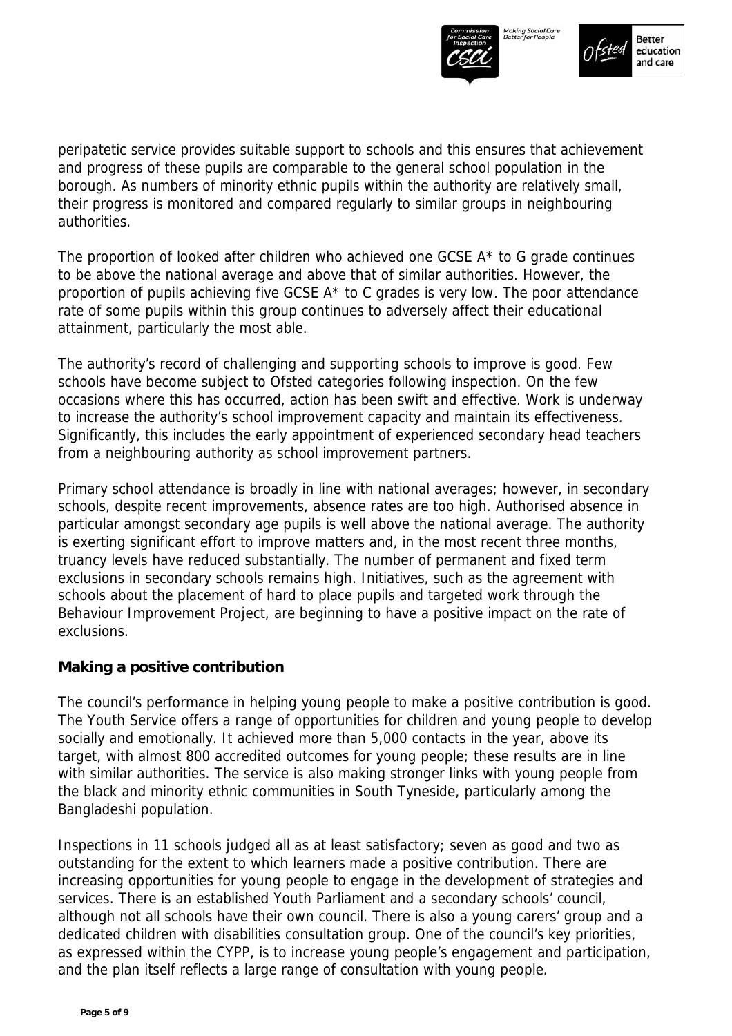peripatetic service provides suitable support to schools and this ensures that achievement and progress of these pupils are comparable to the general school population in the borough. As numbers of minority ethnic pupils within the authority are relatively small, their progress is monitored and compared regularly to similar groups in neighbouring authorities.

The proportion of looked after children who achieved one GCSE A* to G grade continues to be above the national average and above that of similar authorities. However, the proportion of pupils achieving five GCSE A* to C grades is very low. The poor attendance rate of some pupils within this group continues to adversely affect their educational attainment, particularly the most able.

The authority's record of challenging and supporting schools to improve is good. Few schools have become subject to Ofsted categories following inspection. On the few occasions where this has occurred, action has been swift and effective. Work is underway to increase the authority's school improvement capacity and maintain its effectiveness. Significantly, this includes the early appointment of experienced secondary head teachers from a neighbouring authority as school improvement partners.

Primary school attendance is broadly in line with national averages; however, in secondary schools, despite recent improvements, absence rates are too high. Authorised absence in particular amongst secondary age pupils is well above the national average. The authority is exerting significant effort to improve matters and, in the most recent three months, truancy levels have reduced substantially. The number of permanent and fixed term exclusions in secondary schools remains high. Initiatives, such as the agreement with schools about the placement of hard to place pupils and targeted work through the Behaviour Improvement Project, are beginning to have a positive impact on the rate of exclusions.

**Making a positive contribution**

The council's performance in helping young people to make a positive contribution is good. The Youth Service offers a range of opportunities for children and young people to develop socially and emotionally. It achieved more than 5,000 contacts in the year, above its target, with almost 800 accredited outcomes for young people; these results are in line with similar authorities. The service is also making stronger links with young people from the black and minority ethnic communities in South Tyneside, particularly among the Bangladeshi population.

Inspections in 11 schools judged all as at least satisfactory; seven as good and two as outstanding for the extent to which learners made a positive contribution. There are increasing opportunities for young people to engage in the development of strategies and services. There is an established Youth Parliament and a secondary schools' council, although not all schools have their own council. There is also a young carers' group and a dedicated children with disabilities consultation group. One of the council's key priorities, as expressed within the CYPP, is to increase young people's engagement and participation, and the plan itself reflects a large range of consultation with young people.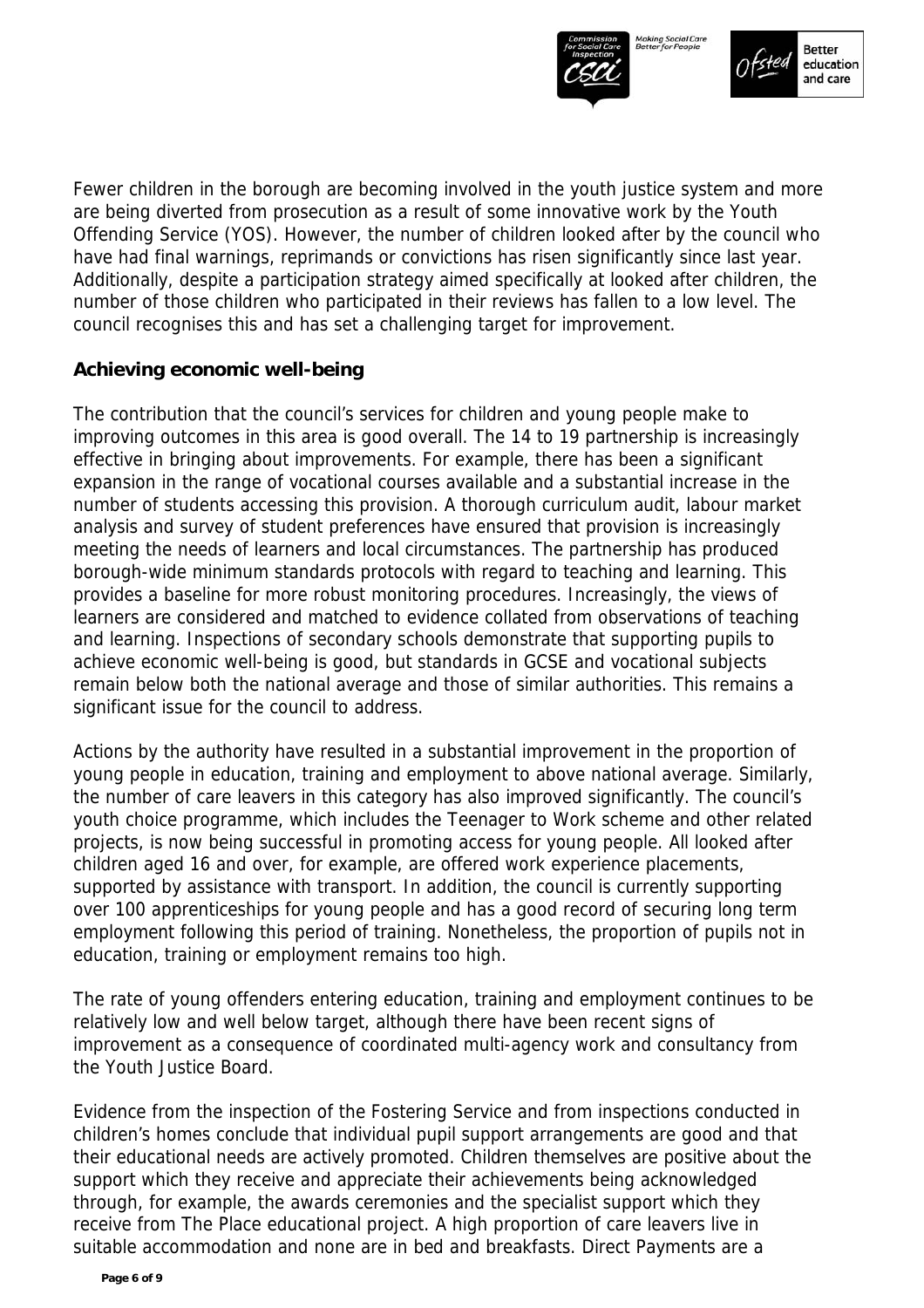Fewer children in the borough are becoming involved in the youth justice system and more are being diverted from prosecution as a result of some innovative work by the Youth Offending Service (YOS). However, the number of children looked after by the council who have had final warnings, reprimands or convictions has risen significantly since last year. Additionally, despite a participation strategy aimed specifically at looked after children, the number of those children who participated in their reviews has fallen to a low level. The council recognises this and has set a challenging target for improvement.

**Achieving economic well-being**

The contribution that the council's services for children and young people make to improving outcomes in this area is good overall. The 14 to 19 partnership is increasingly effective in bringing about improvements. For example, there has been a significant expansion in the range of vocational courses available and a substantial increase in the number of students accessing this provision. A thorough curriculum audit, labour market analysis and survey of student preferences have ensured that provision is increasingly meeting the needs of learners and local circumstances. The partnership has produced borough-wide minimum standards protocols with regard to teaching and learning. This provides a baseline for more robust monitoring procedures. Increasingly, the views of learners are considered and matched to evidence collated from observations of teaching and learning. Inspections of secondary schools demonstrate that supporting pupils to achieve economic well-being is good, but standards in GCSE and vocational subjects remain below both the national average and those of similar authorities. This remains a significant issue for the council to address.

Actions by the authority have resulted in a substantial improvement in the proportion of young people in education, training and employment to above national average. Similarly, the number of care leavers in this category has also improved significantly. The council's youth choice programme, which includes the Teenager to Work scheme and other related projects, is now being successful in promoting access for young people. All looked after children aged 16 and over, for example, are offered work experience placements, supported by assistance with transport. In addition, the council is currently supporting over 100 apprenticeships for young people and has a good record of securing long term employment following this period of training. Nonetheless, the proportion of pupils not in education, training or employment remains too high.

The rate of young offenders entering education, training and employment continues to be relatively low and well below target, although there have been recent signs of improvement as a consequence of coordinated multi-agency work and consultancy from the Youth Justice Board.

Evidence from the inspection of the Fostering Service and from inspections conducted in children's homes conclude that individual pupil support arrangements are good and that their educational needs are actively promoted. Children themselves are positive about the support which they receive and appreciate their achievements being acknowledged through, for example, the awards ceremonies and the specialist support which they receive from The Place educational project. A high proportion of care leavers live in suitable accommodation and none are in bed and breakfasts. Direct Payments are a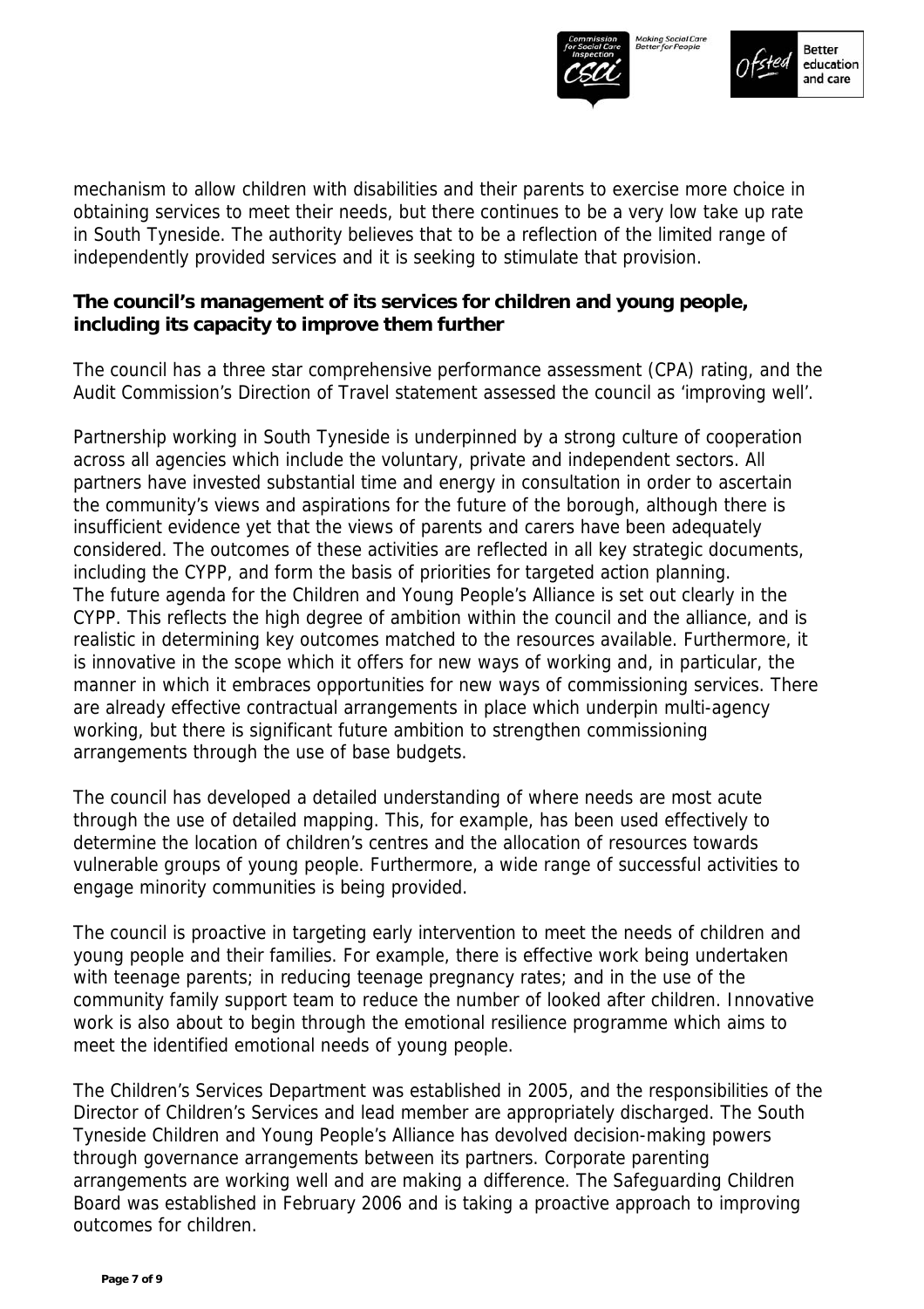mechanism to allow children with disabilities and their parents to exercise more choice in obtaining services to meet their needs, but there continues to be a very low take up rate in South Tyneside. The authority believes that to be a reflection of the limited range of independently provided services and it is seeking to stimulate that provision.

**The council's management of its services for children and young people, including its capacity to improve them further**

The council has a three star comprehensive performance assessment (CPA) rating, and the Audit Commission's Direction of Travel statement assessed the council as 'improving well'.

Partnership working in South Tyneside is underpinned by a strong culture of cooperation across all agencies which include the voluntary, private and independent sectors. All partners have invested substantial time and energy in consultation in order to ascertain the community's views and aspirations for the future of the borough, although there is insufficient evidence yet that the views of parents and carers have been adequately considered. The outcomes of these activities are reflected in all key strategic documents, including the CYPP, and form the basis of priorities for targeted action planning. The future agenda for the Children and Young People's Alliance is set out clearly in the CYPP. This reflects the high degree of ambition within the council and the alliance, and is realistic in determining key outcomes matched to the resources available. Furthermore, it is innovative in the scope which it offers for new ways of working and, in particular, the manner in which it embraces opportunities for new ways of commissioning services. There are already effective contractual arrangements in place which underpin multi-agency working, but there is significant future ambition to strengthen commissioning arrangements through the use of base budgets.

The council has developed a detailed understanding of where needs are most acute through the use of detailed mapping. This, for example, has been used effectively to determine the location of children's centres and the allocation of resources towards vulnerable groups of young people. Furthermore, a wide range of successful activities to engage minority communities is being provided.

The council is proactive in targeting early intervention to meet the needs of children and young people and their families. For example, there is effective work being undertaken with teenage parents; in reducing teenage pregnancy rates; and in the use of the community family support team to reduce the number of looked after children. Innovative work is also about to begin through the emotional resilience programme which aims to meet the identified emotional needs of young people.

The Children's Services Department was established in 2005, and the responsibilities of the Director of Children's Services and lead member are appropriately discharged. The South Tyneside Children and Young People's Alliance has devolved decision-making powers through governance arrangements between its partners. Corporate parenting arrangements are working well and are making a difference. The Safeguarding Children Board was established in February 2006 and is taking a proactive approach to improving outcomes for children.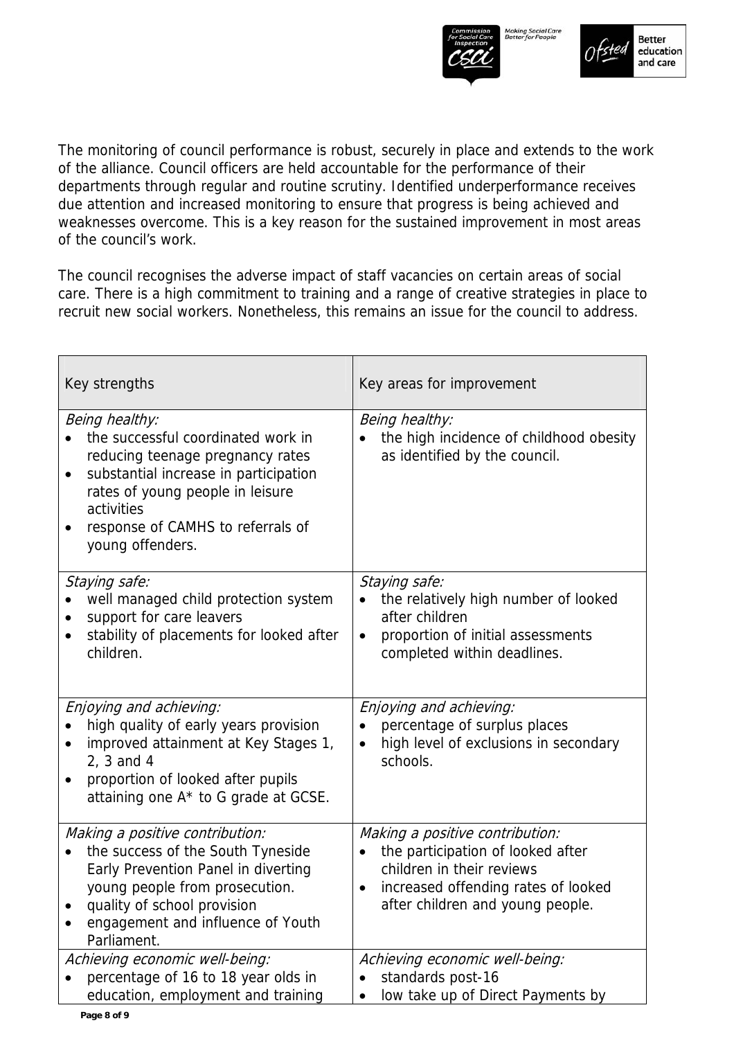The monitoring of council performance is robust, securely in place and extends to the work of the alliance. Council officers are held accountable for the performance of their departments through regular and routine scrutiny. Identified underperformance receives due attention and increased monitoring to ensure that progress is being achieved and weaknesses overcome. This is a key reason for the sustained improvement in most areas of the council's work.

The council recognises the adverse impact of staff vacancies on certain areas of social care. There is a high commitment to training and a range of creative strategies in place to recruit new social workers. Nonetheless, this remains an issue for the council to address.

| Key strengths | Key areas for improvement |
|---|---|
| *Being healthy:*<br>• the successful coordinated work in reducing teenage pregnancy rates<br>• substantial increase in participation rates of young people in leisure activities<br>• response of CAMHS to referrals of young offenders. | *Being healthy:*<br>• the high incidence of childhood obesity as identified by the council. |
| *Staying safe:*<br>• well managed child protection system<br>• support for care leavers<br>• stability of placements for looked after children. | *Staying safe:*<br>• the relatively high number of looked after children<br>• proportion of initial assessments completed within deadlines. |
| *Enjoying and achieving:*<br>• high quality of early years provision<br>• improved attainment at Key Stages 1, 2, 3 and 4<br>• proportion of looked after pupils attaining one A* to G grade at GCSE. | *Enjoying and achieving:*<br>• percentage of surplus places<br>• high level of exclusions in secondary schools. |
| *Making a positive contribution:*<br>• the success of the South Tyneside Early Prevention Panel in diverting young people from prosecution.<br>• quality of school provision<br>• engagement and influence of Youth Parliament. | *Making a positive contribution:*<br>• the participation of looked after children in their reviews<br>• increased offending rates of looked after children and young people. |
| *Achieving economic well-being:*<br>• percentage of 16 to 18 year olds in education, employment and training | *Achieving economic well-being:*<br>• standards post-16<br>• low take up of Direct Payments by |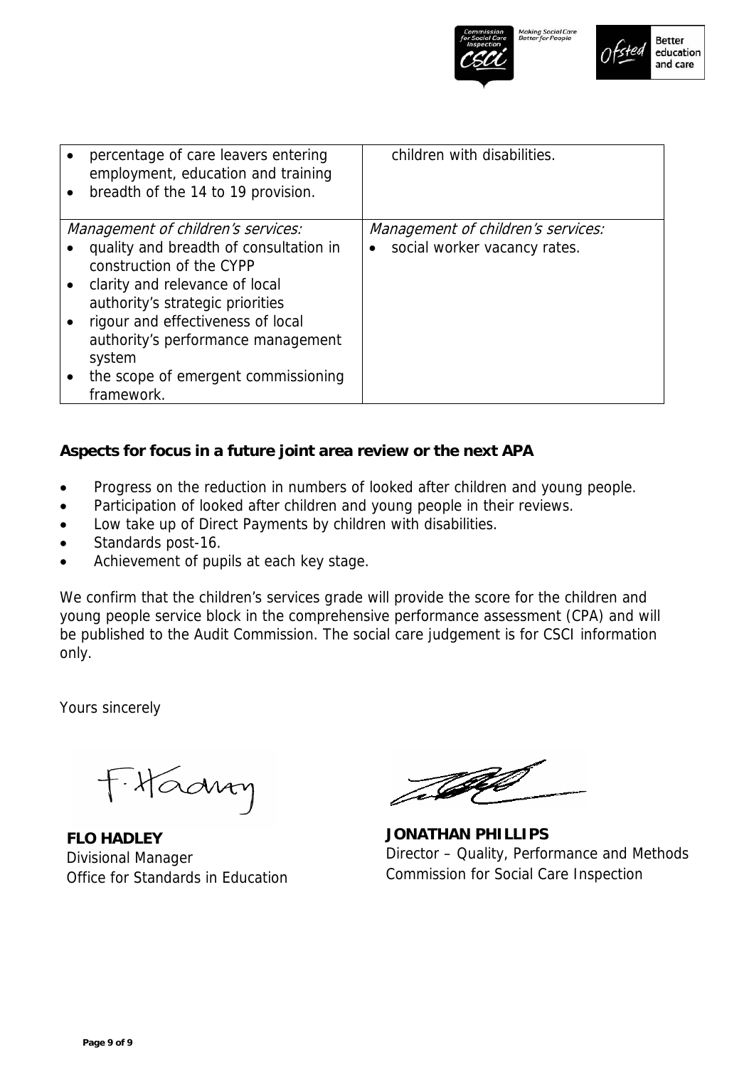| | |
|---|---|
| • percentage of care leavers entering employment, education and training<br>• breadth of the 14 to 19 provision. | children with disabilities. |
| *Management of children's services:*<br>• quality and breadth of consultation in construction of the CYPP<br>• clarity and relevance of local authority's strategic priorities<br>• rigour and effectiveness of local authority's performance management system<br>• the scope of emergent commissioning framework. | *Management of children's services:*<br>• social worker vacancy rates. |

**Aspects for focus in a future joint area review or the next APA**

- Progress on the reduction in numbers of looked after children and young people.
- Participation of looked after children and young people in their reviews.
- Low take up of Direct Payments by children with disabilities.
- Standards post-16.
- Achievement of pupils at each key stage.

We confirm that the children's services grade will provide the score for the children and young people service block in the comprehensive performance assessment (CPA) and will be published to the Audit Commission. The social care judgement is for CSCI information only.

Yours sincerely

**FLO HADLEY**
Divisional Manager
Office for Standards in Education

**JONATHAN PHILLIPS**
Director – Quality, Performance and Methods
Commission for Social Care Inspection